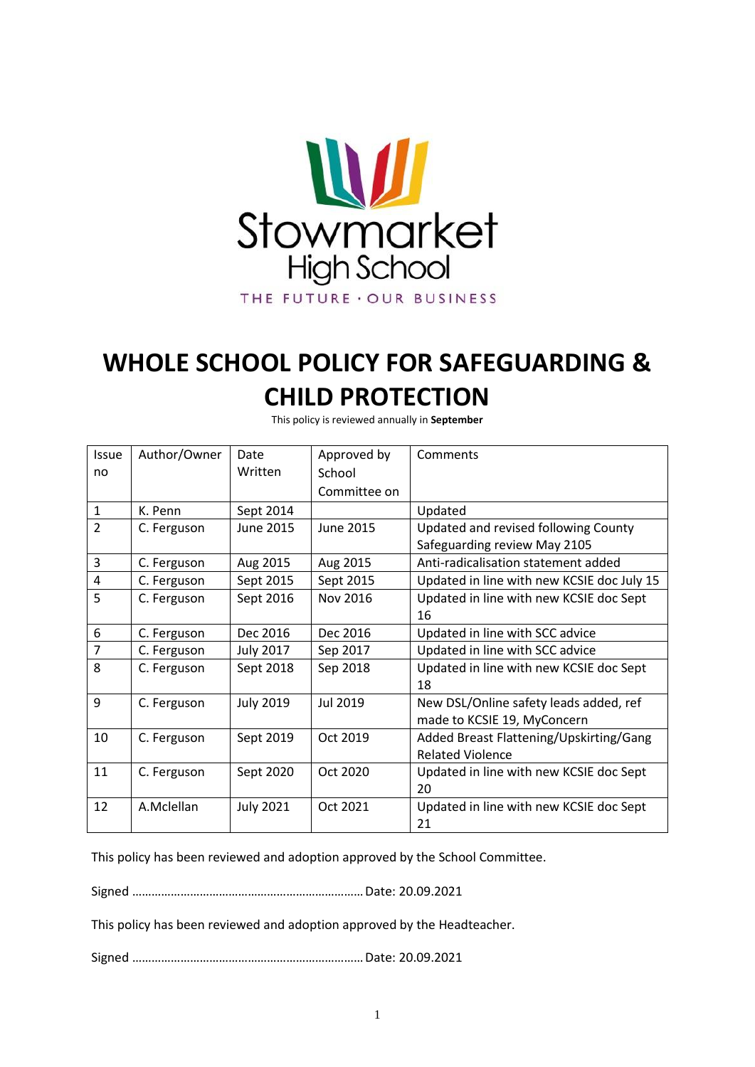Stowmarket High School

THE FUTURE · OUR BUSINESS

# WHOLE SCHOOL POLICY FOR SAFEGUARDING & CHILD PROTECTION

This policy is reviewed annually in **September**

| Issue no | Author/Owner | Date Written | Approved by School Committee on | Comments |
|---|---|---|---|---|
| 1 | K. Penn | Sept 2014 | | Updated |
| 2 | C. Ferguson | June 2015 | June 2015 | Updated and revised following County Safeguarding review May 2105 |
| 3 | C. Ferguson | Aug 2015 | Aug 2015 | Anti-radicalisation statement added |
| 4 | C. Ferguson | Sept 2015 | Sept 2015 | Updated in line with new KCSIE doc July 15 |
| 5 | C. Ferguson | Sept 2016 | Nov 2016 | Updated in line with new KCSIE doc Sept 16 |
| 6 | C. Ferguson | Dec 2016 | Dec 2016 | Updated in line with SCC advice |
| 7 | C. Ferguson | July 2017 | Sep 2017 | Updated in line with SCC advice |
| 8 | C. Ferguson | Sept 2018 | Sep 2018 | Updated in line with new KCSIE doc Sept 18 |
| 9 | C. Ferguson | July 2019 | Jul 2019 | New DSL/Online safety leads added, ref made to KCSIE 19, MyConcern |
| 10 | C. Ferguson | Sept 2019 | Oct 2019 | Added Breast Flattening/Upskirting/Gang Related Violence |
| 11 | C. Ferguson | Sept 2020 | Oct 2020 | Updated in line with new KCSIE doc Sept 20 |
| 12 | A.Mclellan | July 2021 | Oct 2021 | Updated in line with new KCSIE doc Sept 21 |

This policy has been reviewed and adoption approved by the School Committee.

Signed ……………………………………………………………… Date: 20.09.2021

This policy has been reviewed and adoption approved by the Headteacher.

Signed ……………………………………………………………… Date: 20.09.2021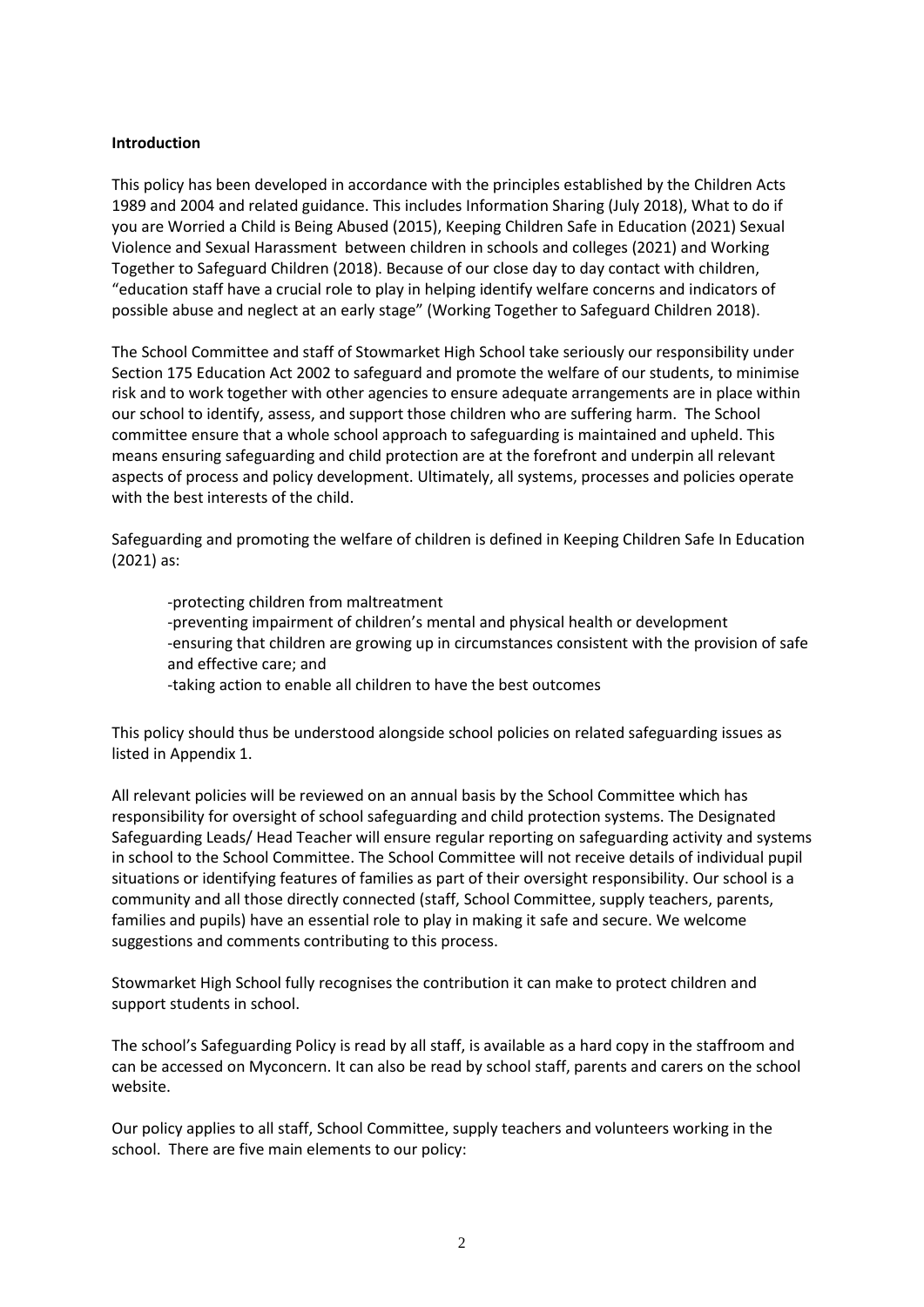**Introduction**

This policy has been developed in accordance with the principles established by the Children Acts 1989 and 2004 and related guidance. This includes Information Sharing (July 2018), What to do if you are Worried a Child is Being Abused (2015), Keeping Children Safe in Education (2021) Sexual Violence and Sexual Harassment between children in schools and colleges (2021) and Working Together to Safeguard Children (2018). Because of our close day to day contact with children, "education staff have a crucial role to play in helping identify welfare concerns and indicators of possible abuse and neglect at an early stage" (Working Together to Safeguard Children 2018).

The School Committee and staff of Stowmarket High School take seriously our responsibility under Section 175 Education Act 2002 to safeguard and promote the welfare of our students, to minimise risk and to work together with other agencies to ensure adequate arrangements are in place within our school to identify, assess, and support those children who are suffering harm. The School committee ensure that a whole school approach to safeguarding is maintained and upheld. This means ensuring safeguarding and child protection are at the forefront and underpin all relevant aspects of process and policy development. Ultimately, all systems, processes and policies operate with the best interests of the child.

Safeguarding and promoting the welfare of children is defined in Keeping Children Safe In Education (2021) as:

- protecting children from maltreatment
- preventing impairment of children's mental and physical health or development
- ensuring that children are growing up in circumstances consistent with the provision of safe and effective care; and
- taking action to enable all children to have the best outcomes

This policy should thus be understood alongside school policies on related safeguarding issues as listed in Appendix 1.

All relevant policies will be reviewed on an annual basis by the School Committee which has responsibility for oversight of school safeguarding and child protection systems. The Designated Safeguarding Leads/ Head Teacher will ensure regular reporting on safeguarding activity and systems in school to the School Committee. The School Committee will not receive details of individual pupil situations or identifying features of families as part of their oversight responsibility. Our school is a community and all those directly connected (staff, School Committee, supply teachers, parents, families and pupils) have an essential role to play in making it safe and secure. We welcome suggestions and comments contributing to this process.

Stowmarket High School fully recognises the contribution it can make to protect children and support students in school.

The school's Safeguarding Policy is read by all staff, is available as a hard copy in the staffroom and can be accessed on Myconcern. It can also be read by school staff, parents and carers on the school website.

Our policy applies to all staff, School Committee, supply teachers and volunteers working in the school. There are five main elements to our policy: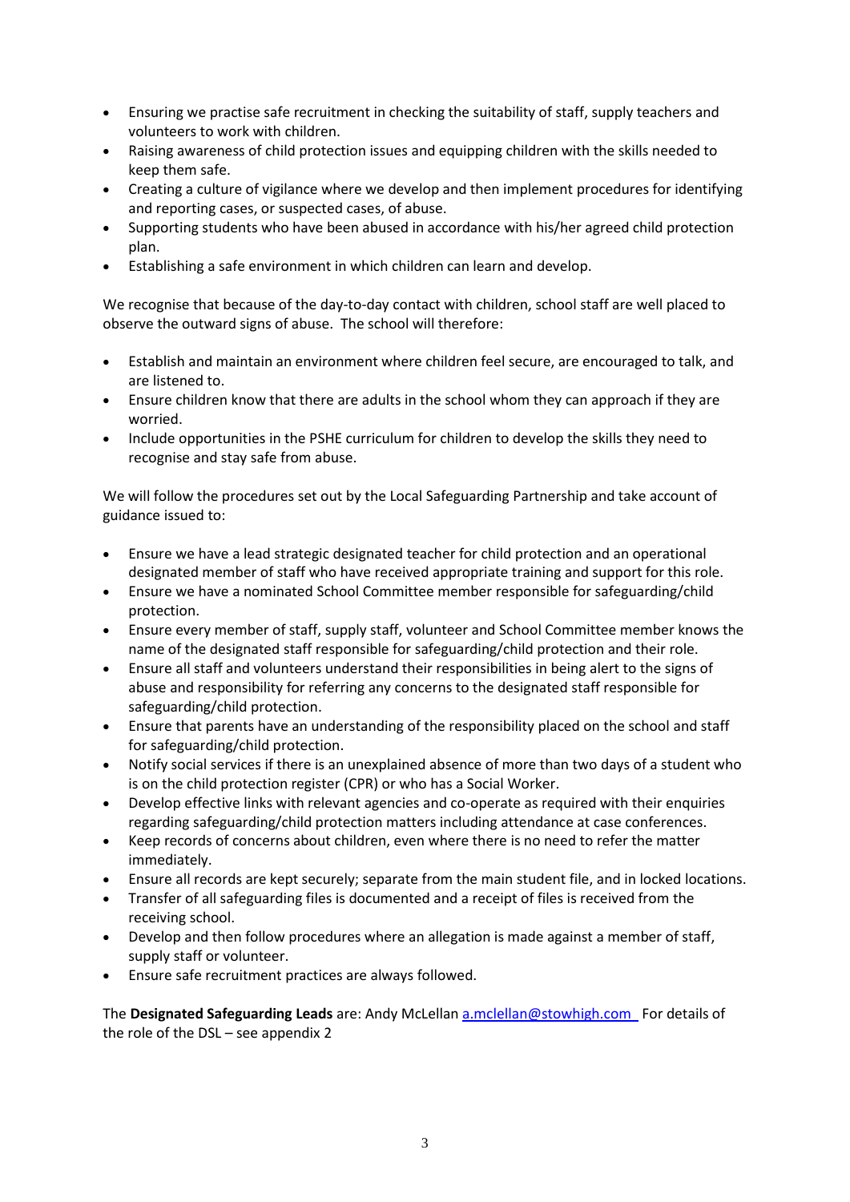- Ensuring we practise safe recruitment in checking the suitability of staff, supply teachers and volunteers to work with children.
- Raising awareness of child protection issues and equipping children with the skills needed to keep them safe.
- Creating a culture of vigilance where we develop and then implement procedures for identifying and reporting cases, or suspected cases, of abuse.
- Supporting students who have been abused in accordance with his/her agreed child protection plan.
- Establishing a safe environment in which children can learn and develop.

We recognise that because of the day-to-day contact with children, school staff are well placed to observe the outward signs of abuse. The school will therefore:

- Establish and maintain an environment where children feel secure, are encouraged to talk, and are listened to.
- Ensure children know that there are adults in the school whom they can approach if they are worried.
- Include opportunities in the PSHE curriculum for children to develop the skills they need to recognise and stay safe from abuse.

We will follow the procedures set out by the Local Safeguarding Partnership and take account of guidance issued to:

- Ensure we have a lead strategic designated teacher for child protection and an operational designated member of staff who have received appropriate training and support for this role.
- Ensure we have a nominated School Committee member responsible for safeguarding/child protection.
- Ensure every member of staff, supply staff, volunteer and School Committee member knows the name of the designated staff responsible for safeguarding/child protection and their role.
- Ensure all staff and volunteers understand their responsibilities in being alert to the signs of abuse and responsibility for referring any concerns to the designated staff responsible for safeguarding/child protection.
- Ensure that parents have an understanding of the responsibility placed on the school and staff for safeguarding/child protection.
- Notify social services if there is an unexplained absence of more than two days of a student who is on the child protection register (CPR) or who has a Social Worker.
- Develop effective links with relevant agencies and co-operate as required with their enquiries regarding safeguarding/child protection matters including attendance at case conferences.
- Keep records of concerns about children, even where there is no need to refer the matter immediately.
- Ensure all records are kept securely; separate from the main student file, and in locked locations.
- Transfer of all safeguarding files is documented and a receipt of files is received from the receiving school.
- Develop and then follow procedures where an allegation is made against a member of staff, supply staff or volunteer.
- Ensure safe recruitment practices are always followed.

The **Designated Safeguarding Leads** are: Andy McLellan [a.mclellan@stowhigh.com](mailto:a.mclellan@stowhigh.com) For details of the role of the DSL – see appendix 2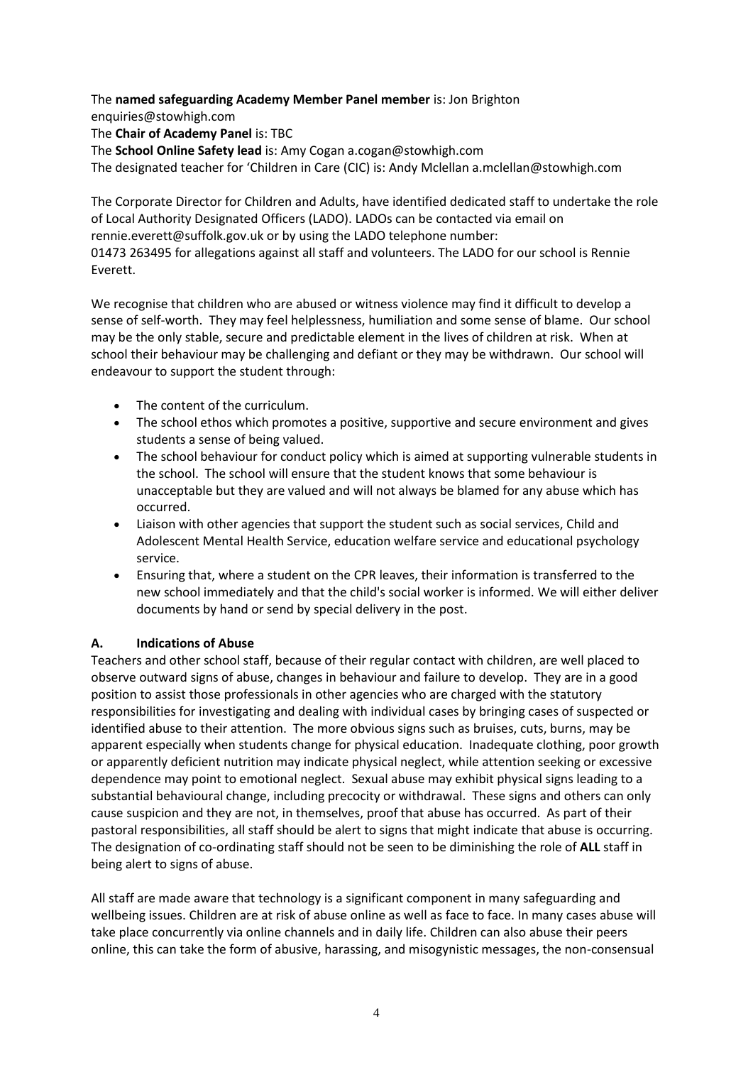The **named safeguarding Academy Member Panel member** is: Jon Brighton
enquiries@stowhigh.com
The **Chair of Academy Panel** is: TBC
The **School Online Safety lead** is: Amy Cogan a.cogan@stowhigh.com
The designated teacher for 'Children in Care (CIC) is: Andy Mclellan a.mclellan@stowhigh.com

The Corporate Director for Children and Adults, have identified dedicated staff to undertake the role of Local Authority Designated Officers (LADO). LADOs can be contacted via email on rennie.everett@suffolk.gov.uk or by using the LADO telephone number: 01473 263495 for allegations against all staff and volunteers. The LADO for our school is Rennie Everett.

We recognise that children who are abused or witness violence may find it difficult to develop a sense of self-worth. They may feel helplessness, humiliation and some sense of blame. Our school may be the only stable, secure and predictable element in the lives of children at risk. When at school their behaviour may be challenging and defiant or they may be withdrawn. Our school will endeavour to support the student through:

- The content of the curriculum.
- The school ethos which promotes a positive, supportive and secure environment and gives students a sense of being valued.
- The school behaviour for conduct policy which is aimed at supporting vulnerable students in the school. The school will ensure that the student knows that some behaviour is unacceptable but they are valued and will not always be blamed for any abuse which has occurred.
- Liaison with other agencies that support the student such as social services, Child and Adolescent Mental Health Service, education welfare service and educational psychology service.
- Ensuring that, where a student on the CPR leaves, their information is transferred to the new school immediately and that the child's social worker is informed. We will either deliver documents by hand or send by special delivery in the post.

## A. Indications of Abuse

Teachers and other school staff, because of their regular contact with children, are well placed to observe outward signs of abuse, changes in behaviour and failure to develop. They are in a good position to assist those professionals in other agencies who are charged with the statutory responsibilities for investigating and dealing with individual cases by bringing cases of suspected or identified abuse to their attention. The more obvious signs such as bruises, cuts, burns, may be apparent especially when students change for physical education. Inadequate clothing, poor growth or apparently deficient nutrition may indicate physical neglect, while attention seeking or excessive dependence may point to emotional neglect. Sexual abuse may exhibit physical signs leading to a substantial behavioural change, including precocity or withdrawal. These signs and others can only cause suspicion and they are not, in themselves, proof that abuse has occurred. As part of their pastoral responsibilities, all staff should be alert to signs that might indicate that abuse is occurring. The designation of co-ordinating staff should not be seen to be diminishing the role of **ALL** staff in being alert to signs of abuse.

All staff are made aware that technology is a significant component in many safeguarding and wellbeing issues. Children are at risk of abuse online as well as face to face. In many cases abuse will take place concurrently via online channels and in daily life. Children can also abuse their peers online, this can take the form of abusive, harassing, and misogynistic messages, the non-consensual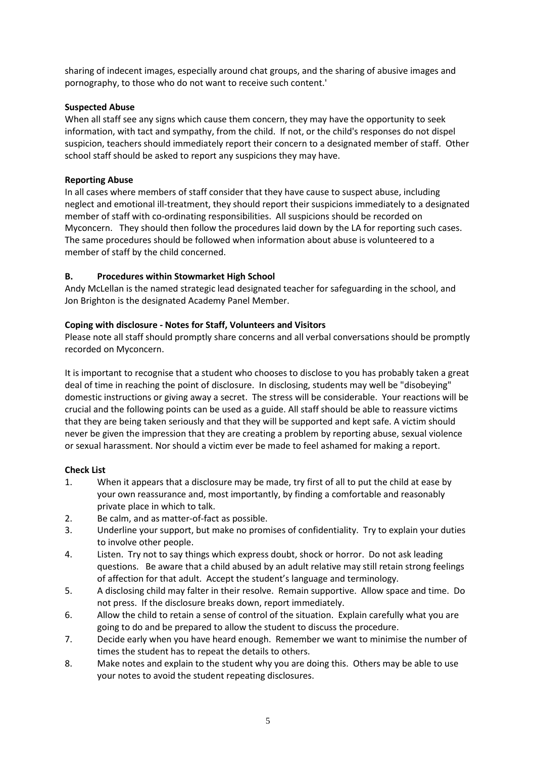sharing of indecent images, especially around chat groups, and the sharing of abusive images and pornography, to those who do not want to receive such content.'

**Suspected Abuse**

When all staff see any signs which cause them concern, they may have the opportunity to seek information, with tact and sympathy, from the child. If not, or the child's responses do not dispel suspicion, teachers should immediately report their concern to a designated member of staff. Other school staff should be asked to report any suspicions they may have.

**Reporting Abuse**

In all cases where members of staff consider that they have cause to suspect abuse, including neglect and emotional ill-treatment, they should report their suspicions immediately to a designated member of staff with co-ordinating responsibilities. All suspicions should be recorded on Myconcern. They should then follow the procedures laid down by the LA for reporting such cases. The same procedures should be followed when information about abuse is volunteered to a member of staff by the child concerned.

## B. Procedures within Stowmarket High School

Andy McLellan is the named strategic lead designated teacher for safeguarding in the school, and Jon Brighton is the designated Academy Panel Member.

**Coping with disclosure - Notes for Staff, Volunteers and Visitors**

Please note all staff should promptly share concerns and all verbal conversations should be promptly recorded on Myconcern.

It is important to recognise that a student who chooses to disclose to you has probably taken a great deal of time in reaching the point of disclosure. In disclosing, students may well be "disobeying" domestic instructions or giving away a secret. The stress will be considerable. Your reactions will be crucial and the following points can be used as a guide. All staff should be able to reassure victims that they are being taken seriously and that they will be supported and kept safe. A victim should never be given the impression that they are creating a problem by reporting abuse, sexual violence or sexual harassment. Nor should a victim ever be made to feel ashamed for making a report.

**Check List**

1. When it appears that a disclosure may be made, try first of all to put the child at ease by your own reassurance and, most importantly, by finding a comfortable and reasonably private place in which to talk.
2. Be calm, and as matter-of-fact as possible.
3. Underline your support, but make no promises of confidentiality. Try to explain your duties to involve other people.
4. Listen. Try not to say things which express doubt, shock or horror. Do not ask leading questions. Be aware that a child abused by an adult relative may still retain strong feelings of affection for that adult. Accept the student's language and terminology.
5. A disclosing child may falter in their resolve. Remain supportive. Allow space and time. Do not press. If the disclosure breaks down, report immediately.
6. Allow the child to retain a sense of control of the situation. Explain carefully what you are going to do and be prepared to allow the student to discuss the procedure.
7. Decide early when you have heard enough. Remember we want to minimise the number of times the student has to repeat the details to others.
8. Make notes and explain to the student why you are doing this. Others may be able to use your notes to avoid the student repeating disclosures.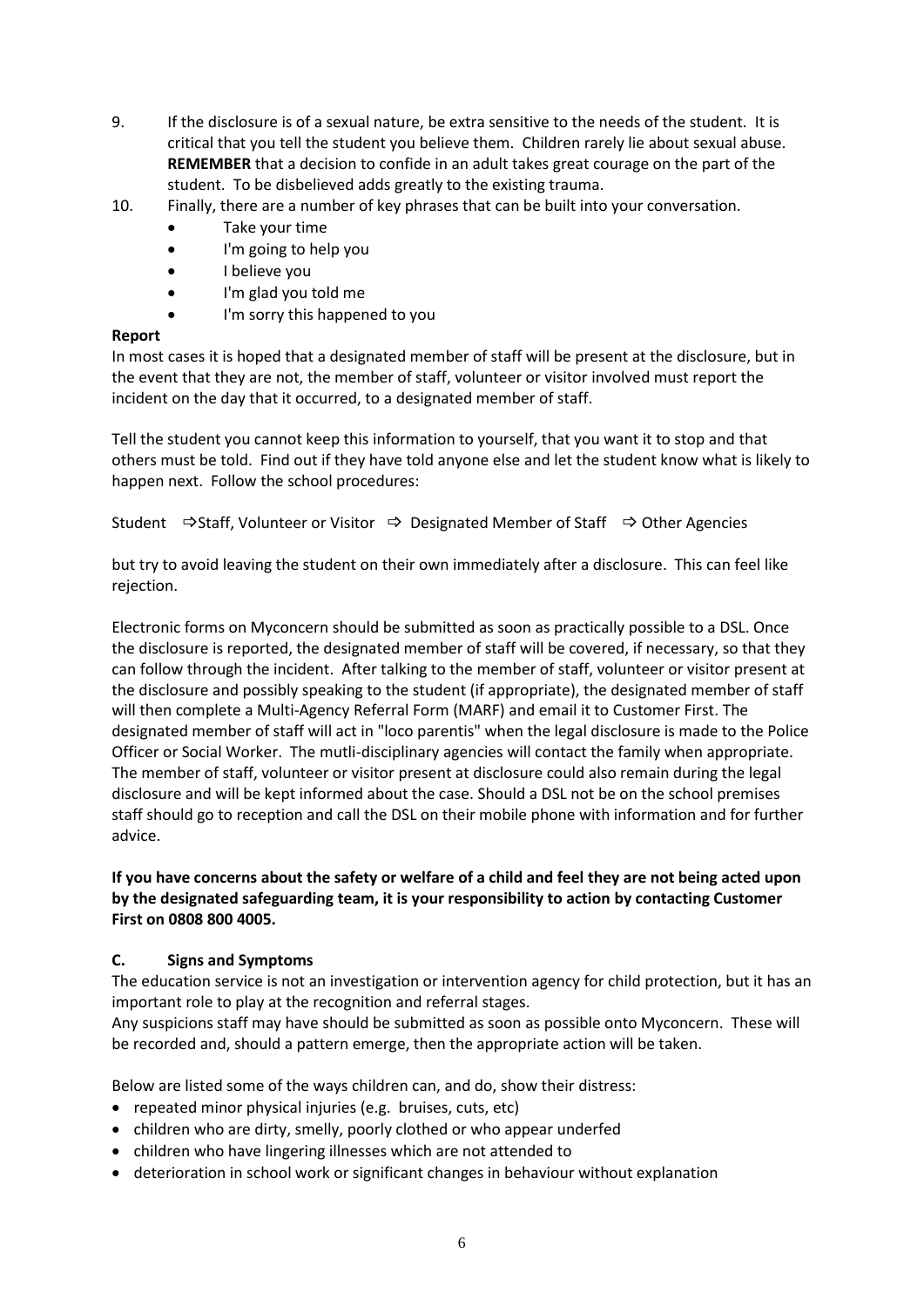9. If the disclosure is of a sexual nature, be extra sensitive to the needs of the student. It is critical that you tell the student you believe them. Children rarely lie about sexual abuse. **REMEMBER** that a decision to confide in an adult takes great courage on the part of the student. To be disbelieved adds greatly to the existing trauma.
10. Finally, there are a number of key phrases that can be built into your conversation.
    - Take your time
    - I'm going to help you
    - I believe you
    - I'm glad you told me
    - I'm sorry this happened to you

**Report**

In most cases it is hoped that a designated member of staff will be present at the disclosure, but in the event that they are not, the member of staff, volunteer or visitor involved must report the incident on the day that it occurred, to a designated member of staff.

Tell the student you cannot keep this information to yourself, that you want it to stop and that others must be told. Find out if they have told anyone else and let the student know what is likely to happen next. Follow the school procedures:

Student ⇨Staff, Volunteer or Visitor ⇨ Designated Member of Staff ⇨ Other Agencies

but try to avoid leaving the student on their own immediately after a disclosure. This can feel like rejection.

Electronic forms on Myconcern should be submitted as soon as practically possible to a DSL. Once the disclosure is reported, the designated member of staff will be covered, if necessary, so that they can follow through the incident. After talking to the member of staff, volunteer or visitor present at the disclosure and possibly speaking to the student (if appropriate), the designated member of staff will then complete a Multi-Agency Referral Form (MARF) and email it to Customer First. The designated member of staff will act in "loco parentis" when the legal disclosure is made to the Police Officer or Social Worker. The mutli-disciplinary agencies will contact the family when appropriate. The member of staff, volunteer or visitor present at disclosure could also remain during the legal disclosure and will be kept informed about the case. Should a DSL not be on the school premises staff should go to reception and call the DSL on their mobile phone with information and for further advice.

**If you have concerns about the safety or welfare of a child and feel they are not being acted upon by the designated safeguarding team, it is your responsibility to action by contacting Customer First on 0808 800 4005.**

### C. Signs and Symptoms

The education service is not an investigation or intervention agency for child protection, but it has an important role to play at the recognition and referral stages.

Any suspicions staff may have should be submitted as soon as possible onto Myconcern. These will be recorded and, should a pattern emerge, then the appropriate action will be taken.

Below are listed some of the ways children can, and do, show their distress:

- repeated minor physical injuries (e.g. bruises, cuts, etc)
- children who are dirty, smelly, poorly clothed or who appear underfed
- children who have lingering illnesses which are not attended to
- deterioration in school work or significant changes in behaviour without explanation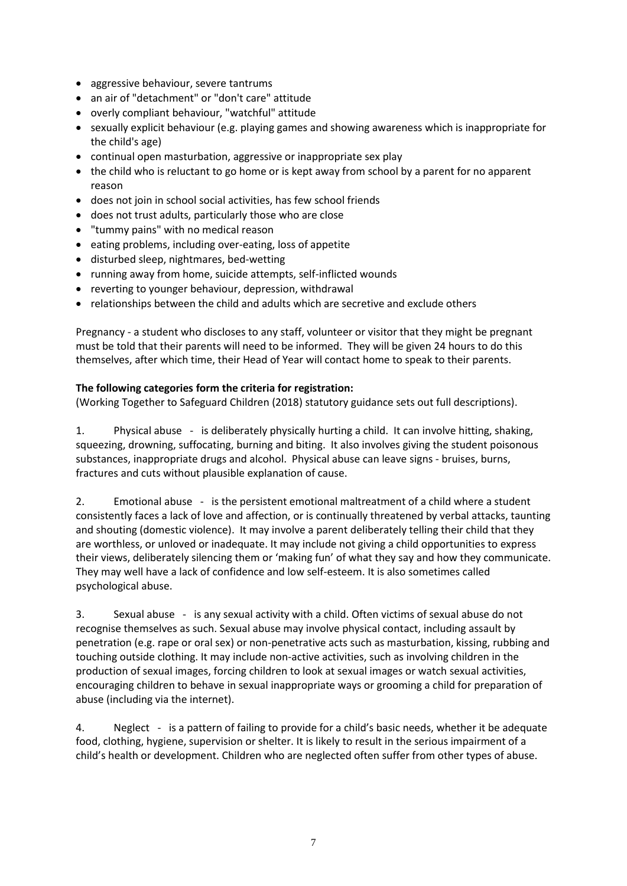- aggressive behaviour, severe tantrums
- an air of "detachment" or "don't care" attitude
- overly compliant behaviour, "watchful" attitude
- sexually explicit behaviour (e.g. playing games and showing awareness which is inappropriate for the child's age)
- continual open masturbation, aggressive or inappropriate sex play
- the child who is reluctant to go home or is kept away from school by a parent for no apparent reason
- does not join in school social activities, has few school friends
- does not trust adults, particularly those who are close
- "tummy pains" with no medical reason
- eating problems, including over-eating, loss of appetite
- disturbed sleep, nightmares, bed-wetting
- running away from home, suicide attempts, self-inflicted wounds
- reverting to younger behaviour, depression, withdrawal
- relationships between the child and adults which are secretive and exclude others

Pregnancy - a student who discloses to any staff, volunteer or visitor that they might be pregnant must be told that their parents will need to be informed. They will be given 24 hours to do this themselves, after which time, their Head of Year will contact home to speak to their parents.

**The following categories form the criteria for registration:**

(Working Together to Safeguard Children (2018) statutory guidance sets out full descriptions).

1. Physical abuse - is deliberately physically hurting a child. It can involve hitting, shaking, squeezing, drowning, suffocating, burning and biting. It also involves giving the student poisonous substances, inappropriate drugs and alcohol. Physical abuse can leave signs - bruises, burns, fractures and cuts without plausible explanation of cause.

2. Emotional abuse - is the persistent emotional maltreatment of a child where a student consistently faces a lack of love and affection, or is continually threatened by verbal attacks, taunting and shouting (domestic violence). It may involve a parent deliberately telling their child that they are worthless, or unloved or inadequate. It may include not giving a child opportunities to express their views, deliberately silencing them or 'making fun' of what they say and how they communicate. They may well have a lack of confidence and low self-esteem. It is also sometimes called psychological abuse.

3. Sexual abuse - is any sexual activity with a child. Often victims of sexual abuse do not recognise themselves as such. Sexual abuse may involve physical contact, including assault by penetration (e.g. rape or oral sex) or non-penetrative acts such as masturbation, kissing, rubbing and touching outside clothing. It may include non-active activities, such as involving children in the production of sexual images, forcing children to look at sexual images or watch sexual activities, encouraging children to behave in sexual inappropriate ways or grooming a child for preparation of abuse (including via the internet).

4. Neglect - is a pattern of failing to provide for a child's basic needs, whether it be adequate food, clothing, hygiene, supervision or shelter. It is likely to result in the serious impairment of a child's health or development. Children who are neglected often suffer from other types of abuse.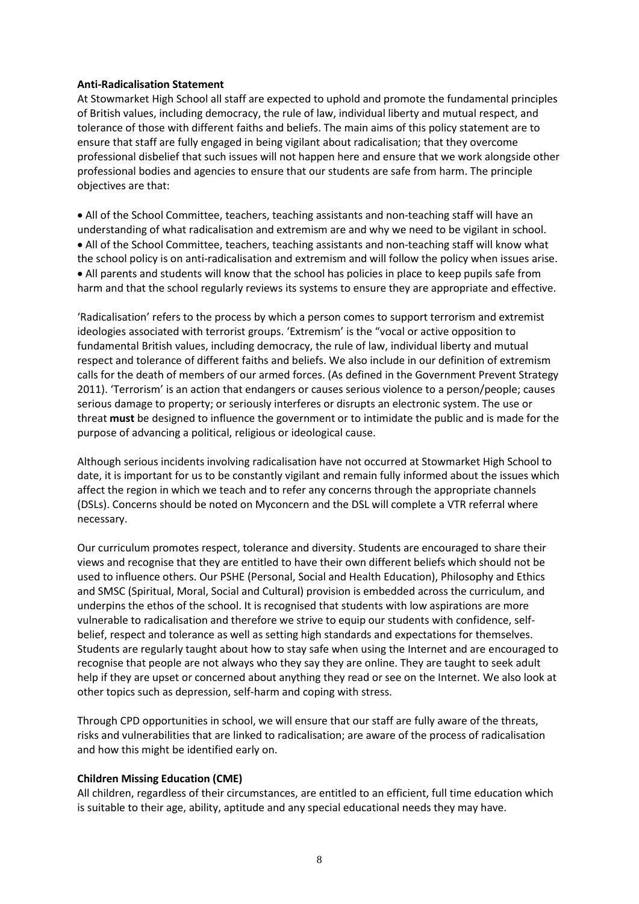**Anti-Radicalisation Statement**

At Stowmarket High School all staff are expected to uphold and promote the fundamental principles of British values, including democracy, the rule of law, individual liberty and mutual respect, and tolerance of those with different faiths and beliefs. The main aims of this policy statement are to ensure that staff are fully engaged in being vigilant about radicalisation; that they overcome professional disbelief that such issues will not happen here and ensure that we work alongside other professional bodies and agencies to ensure that our students are safe from harm. The principle objectives are that:

- All of the School Committee, teachers, teaching assistants and non-teaching staff will have an understanding of what radicalisation and extremism are and why we need to be vigilant in school.
- All of the School Committee, teachers, teaching assistants and non-teaching staff will know what the school policy is on anti-radicalisation and extremism and will follow the policy when issues arise.
- All parents and students will know that the school has policies in place to keep pupils safe from harm and that the school regularly reviews its systems to ensure they are appropriate and effective.

'Radicalisation' refers to the process by which a person comes to support terrorism and extremist ideologies associated with terrorist groups. 'Extremism' is the "vocal or active opposition to fundamental British values, including democracy, the rule of law, individual liberty and mutual respect and tolerance of different faiths and beliefs. We also include in our definition of extremism calls for the death of members of our armed forces. (As defined in the Government Prevent Strategy 2011). 'Terrorism' is an action that endangers or causes serious violence to a person/people; causes serious damage to property; or seriously interferes or disrupts an electronic system. The use or threat **must** be designed to influence the government or to intimidate the public and is made for the purpose of advancing a political, religious or ideological cause.

Although serious incidents involving radicalisation have not occurred at Stowmarket High School to date, it is important for us to be constantly vigilant and remain fully informed about the issues which affect the region in which we teach and to refer any concerns through the appropriate channels (DSLs). Concerns should be noted on Myconcern and the DSL will complete a VTR referral where necessary.

Our curriculum promotes respect, tolerance and diversity. Students are encouraged to share their views and recognise that they are entitled to have their own different beliefs which should not be used to influence others. Our PSHE (Personal, Social and Health Education), Philosophy and Ethics and SMSC (Spiritual, Moral, Social and Cultural) provision is embedded across the curriculum, and underpins the ethos of the school. It is recognised that students with low aspirations are more vulnerable to radicalisation and therefore we strive to equip our students with confidence, self-belief, respect and tolerance as well as setting high standards and expectations for themselves. Students are regularly taught about how to stay safe when using the Internet and are encouraged to recognise that people are not always who they say they are online. They are taught to seek adult help if they are upset or concerned about anything they read or see on the Internet. We also look at other topics such as depression, self-harm and coping with stress.

Through CPD opportunities in school, we will ensure that our staff are fully aware of the threats, risks and vulnerabilities that are linked to radicalisation; are aware of the process of radicalisation and how this might be identified early on.

**Children Missing Education (CME)**

All children, regardless of their circumstances, are entitled to an efficient, full time education which is suitable to their age, ability, aptitude and any special educational needs they may have.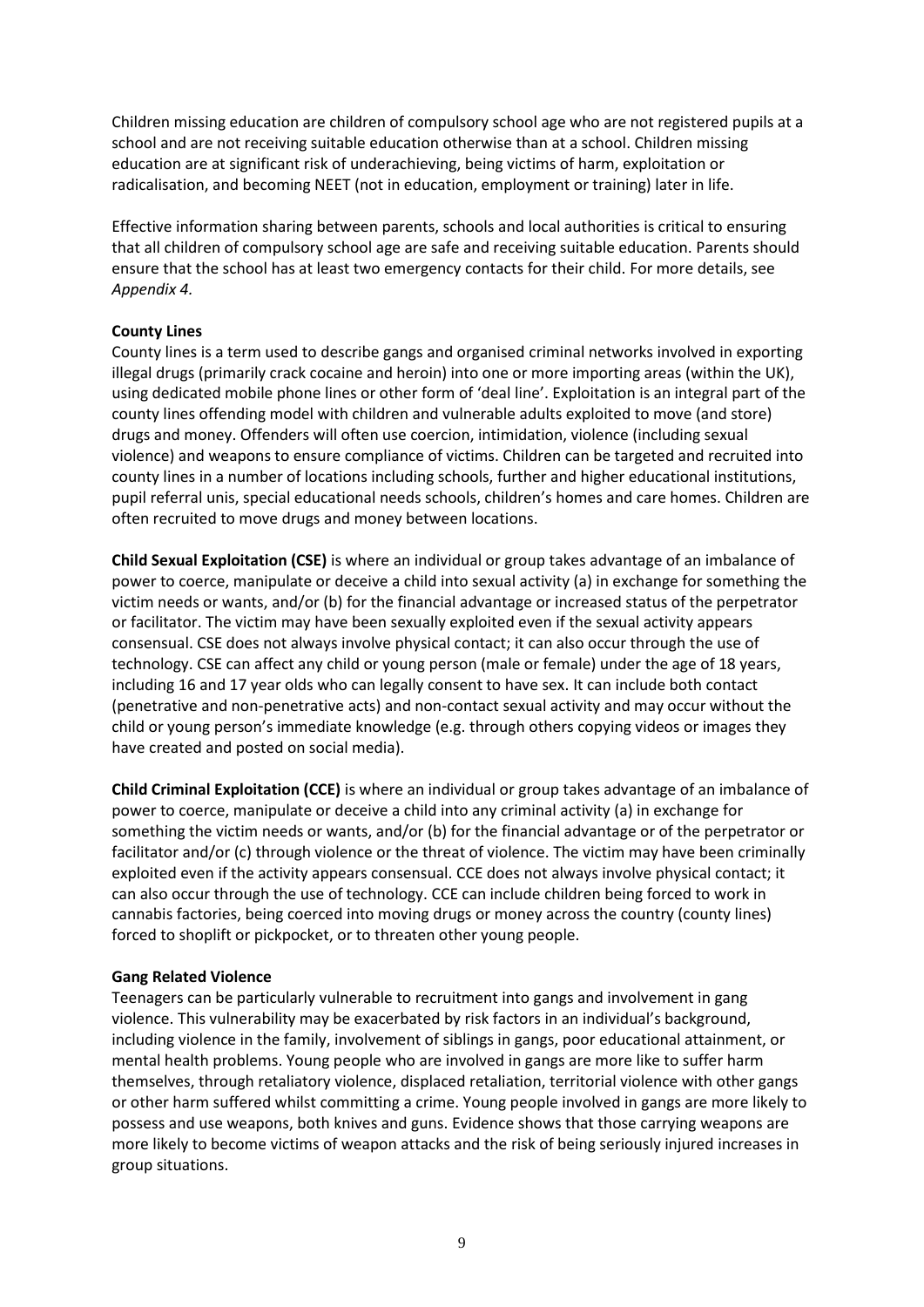Children missing education are children of compulsory school age who are not registered pupils at a school and are not receiving suitable education otherwise than at a school. Children missing education are at significant risk of underachieving, being victims of harm, exploitation or radicalisation, and becoming NEET (not in education, employment or training) later in life.

Effective information sharing between parents, schools and local authorities is critical to ensuring that all children of compulsory school age are safe and receiving suitable education. Parents should ensure that the school has at least two emergency contacts for their child. For more details, see *Appendix 4.*

**County Lines**

County lines is a term used to describe gangs and organised criminal networks involved in exporting illegal drugs (primarily crack cocaine and heroin) into one or more importing areas (within the UK), using dedicated mobile phone lines or other form of 'deal line'. Exploitation is an integral part of the county lines offending model with children and vulnerable adults exploited to move (and store) drugs and money. Offenders will often use coercion, intimidation, violence (including sexual violence) and weapons to ensure compliance of victims. Children can be targeted and recruited into county lines in a number of locations including schools, further and higher educational institutions, pupil referral unis, special educational needs schools, children's homes and care homes. Children are often recruited to move drugs and money between locations.

**Child Sexual Exploitation (CSE)** is where an individual or group takes advantage of an imbalance of power to coerce, manipulate or deceive a child into sexual activity (a) in exchange for something the victim needs or wants, and/or (b) for the financial advantage or increased status of the perpetrator or facilitator. The victim may have been sexually exploited even if the sexual activity appears consensual. CSE does not always involve physical contact; it can also occur through the use of technology. CSE can affect any child or young person (male or female) under the age of 18 years, including 16 and 17 year olds who can legally consent to have sex. It can include both contact (penetrative and non-penetrative acts) and non-contact sexual activity and may occur without the child or young person's immediate knowledge (e.g. through others copying videos or images they have created and posted on social media).

**Child Criminal Exploitation (CCE)** is where an individual or group takes advantage of an imbalance of power to coerce, manipulate or deceive a child into any criminal activity (a) in exchange for something the victim needs or wants, and/or (b) for the financial advantage or of the perpetrator or facilitator and/or (c) through violence or the threat of violence. The victim may have been criminally exploited even if the activity appears consensual. CCE does not always involve physical contact; it can also occur through the use of technology. CCE can include children being forced to work in cannabis factories, being coerced into moving drugs or money across the country (county lines) forced to shoplift or pickpocket, or to threaten other young people.

**Gang Related Violence**

Teenagers can be particularly vulnerable to recruitment into gangs and involvement in gang violence. This vulnerability may be exacerbated by risk factors in an individual's background, including violence in the family, involvement of siblings in gangs, poor educational attainment, or mental health problems. Young people who are involved in gangs are more like to suffer harm themselves, through retaliatory violence, displaced retaliation, territorial violence with other gangs or other harm suffered whilst committing a crime. Young people involved in gangs are more likely to possess and use weapons, both knives and guns. Evidence shows that those carrying weapons are more likely to become victims of weapon attacks and the risk of being seriously injured increases in group situations.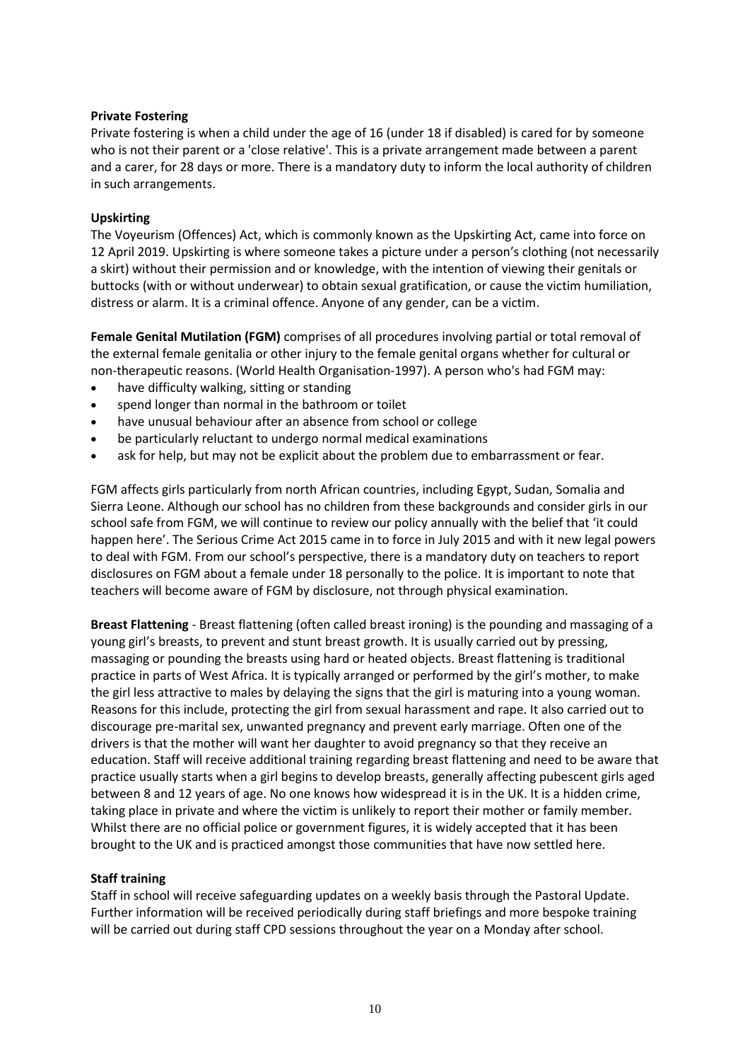**Private Fostering**

Private fostering is when a child under the age of 16 (under 18 if disabled) is cared for by someone who is not their parent or a 'close relative'. This is a private arrangement made between a parent and a carer, for 28 days or more. There is a mandatory duty to inform the local authority of children in such arrangements.

**Upskirting**

The Voyeurism (Offences) Act, which is commonly known as the Upskirting Act, came into force on 12 April 2019. Upskirting is where someone takes a picture under a person's clothing (not necessarily a skirt) without their permission and or knowledge, with the intention of viewing their genitals or buttocks (with or without underwear) to obtain sexual gratification, or cause the victim humiliation, distress or alarm. It is a criminal offence. Anyone of any gender, can be a victim.

**Female Genital Mutilation (FGM)** comprises of all procedures involving partial or total removal of the external female genitalia or other injury to the female genital organs whether for cultural or non-therapeutic reasons. (World Health Organisation-1997). A person who's had FGM may:

- have difficulty walking, sitting or standing
- spend longer than normal in the bathroom or toilet
- have unusual behaviour after an absence from school or college
- be particularly reluctant to undergo normal medical examinations
- ask for help, but may not be explicit about the problem due to embarrassment or fear.

FGM affects girls particularly from north African countries, including Egypt, Sudan, Somalia and Sierra Leone. Although our school has no children from these backgrounds and consider girls in our school safe from FGM, we will continue to review our policy annually with the belief that 'it could happen here'. The Serious Crime Act 2015 came in to force in July 2015 and with it new legal powers to deal with FGM. From our school's perspective, there is a mandatory duty on teachers to report disclosures on FGM about a female under 18 personally to the police. It is important to note that teachers will become aware of FGM by disclosure, not through physical examination.

**Breast Flattening** - Breast flattening (often called breast ironing) is the pounding and massaging of a young girl's breasts, to prevent and stunt breast growth. It is usually carried out by pressing, massaging or pounding the breasts using hard or heated objects. Breast flattening is traditional practice in parts of West Africa. It is typically arranged or performed by the girl's mother, to make the girl less attractive to males by delaying the signs that the girl is maturing into a young woman. Reasons for this include, protecting the girl from sexual harassment and rape. It also carried out to discourage pre-marital sex, unwanted pregnancy and prevent early marriage. Often one of the drivers is that the mother will want her daughter to avoid pregnancy so that they receive an education. Staff will receive additional training regarding breast flattening and need to be aware that practice usually starts when a girl begins to develop breasts, generally affecting pubescent girls aged between 8 and 12 years of age. No one knows how widespread it is in the UK. It is a hidden crime, taking place in private and where the victim is unlikely to report their mother or family member. Whilst there are no official police or government figures, it is widely accepted that it has been brought to the UK and is practiced amongst those communities that have now settled here.

**Staff training**

Staff in school will receive safeguarding updates on a weekly basis through the Pastoral Update. Further information will be received periodically during staff briefings and more bespoke training will be carried out during staff CPD sessions throughout the year on a Monday after school.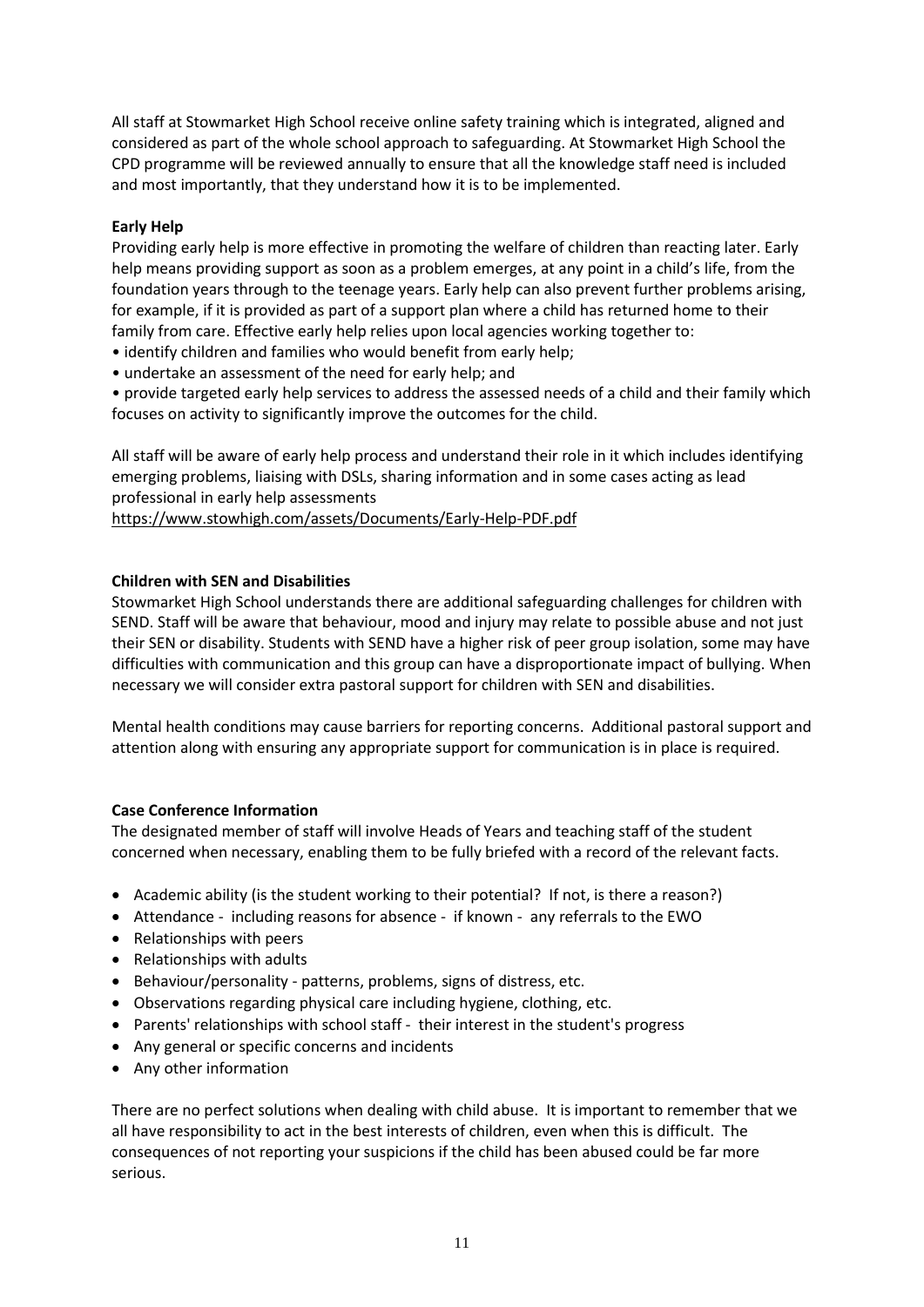All staff at Stowmarket High School receive online safety training which is integrated, aligned and considered as part of the whole school approach to safeguarding. At Stowmarket High School the CPD programme will be reviewed annually to ensure that all the knowledge staff need is included and most importantly, that they understand how it is to be implemented.

**Early Help**

Providing early help is more effective in promoting the welfare of children than reacting later. Early help means providing support as soon as a problem emerges, at any point in a child's life, from the foundation years through to the teenage years. Early help can also prevent further problems arising, for example, if it is provided as part of a support plan where a child has returned home to their family from care. Effective early help relies upon local agencies working together to:

- identify children and families who would benefit from early help;
- undertake an assessment of the need for early help; and
- provide targeted early help services to address the assessed needs of a child and their family which focuses on activity to significantly improve the outcomes for the child.

All staff will be aware of early help process and understand their role in it which includes identifying emerging problems, liaising with DSLs, sharing information and in some cases acting as lead professional in early help assessments
https://www.stowhigh.com/assets/Documents/Early-Help-PDF.pdf

**Children with SEN and Disabilities**

Stowmarket High School understands there are additional safeguarding challenges for children with SEND. Staff will be aware that behaviour, mood and injury may relate to possible abuse and not just their SEN or disability. Students with SEND have a higher risk of peer group isolation, some may have difficulties with communication and this group can have a disproportionate impact of bullying. When necessary we will consider extra pastoral support for children with SEN and disabilities.

Mental health conditions may cause barriers for reporting concerns. Additional pastoral support and attention along with ensuring any appropriate support for communication is in place is required.

**Case Conference Information**

The designated member of staff will involve Heads of Years and teaching staff of the student concerned when necessary, enabling them to be fully briefed with a record of the relevant facts.

- Academic ability (is the student working to their potential? If not, is there a reason?)
- Attendance - including reasons for absence - if known - any referrals to the EWO
- Relationships with peers
- Relationships with adults
- Behaviour/personality - patterns, problems, signs of distress, etc.
- Observations regarding physical care including hygiene, clothing, etc.
- Parents' relationships with school staff - their interest in the student's progress
- Any general or specific concerns and incidents
- Any other information

There are no perfect solutions when dealing with child abuse. It is important to remember that we all have responsibility to act in the best interests of children, even when this is difficult. The consequences of not reporting your suspicions if the child has been abused could be far more serious.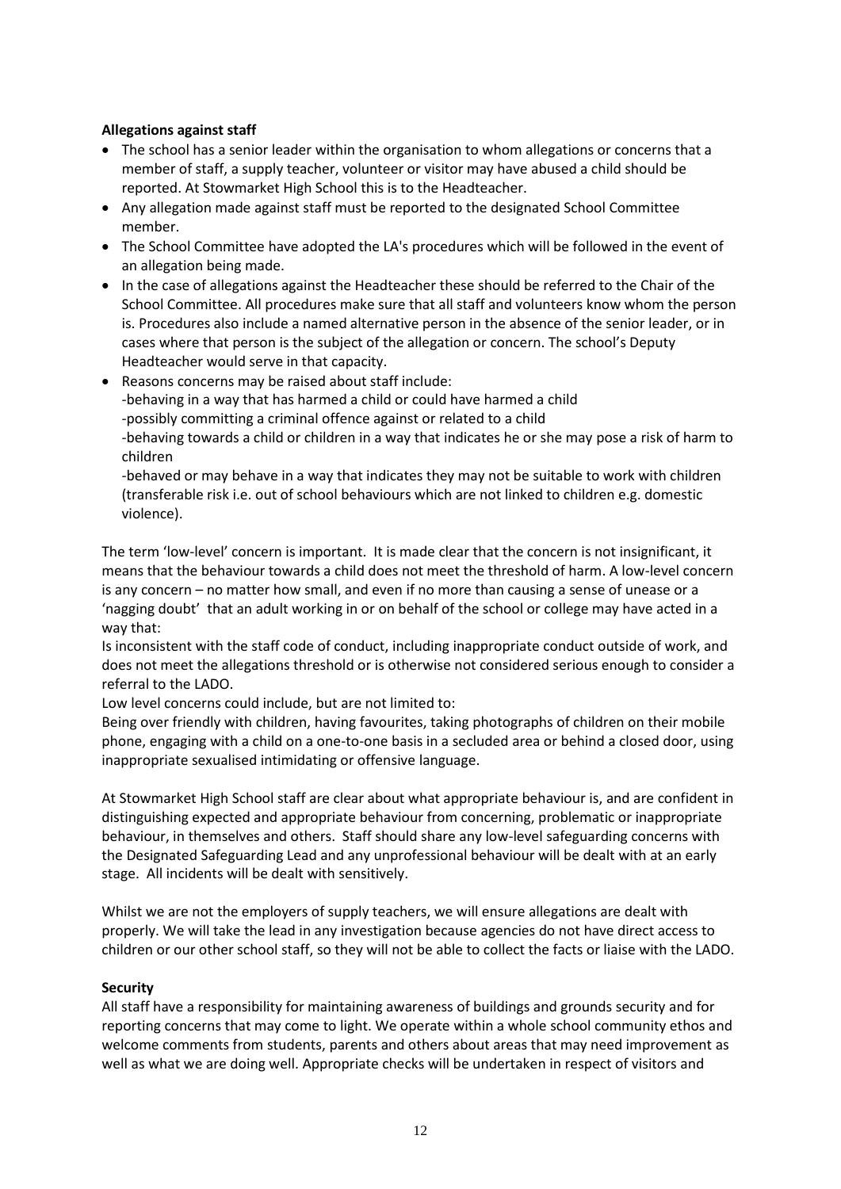**Allegations against staff**

- The school has a senior leader within the organisation to whom allegations or concerns that a member of staff, a supply teacher, volunteer or visitor may have abused a child should be reported. At Stowmarket High School this is to the Headteacher.
- Any allegation made against staff must be reported to the designated School Committee member.
- The School Committee have adopted the LA's procedures which will be followed in the event of an allegation being made.
- In the case of allegations against the Headteacher these should be referred to the Chair of the School Committee. All procedures make sure that all staff and volunteers know whom the person is. Procedures also include a named alternative person in the absence of the senior leader, or in cases where that person is the subject of the allegation or concern. The school's Deputy Headteacher would serve in that capacity.
- Reasons concerns may be raised about staff include:
  -behaving in a way that has harmed a child or could have harmed a child
  -possibly committing a criminal offence against or related to a child
  -behaving towards a child or children in a way that indicates he or she may pose a risk of harm to children
  -behaved or may behave in a way that indicates they may not be suitable to work with children (transferable risk i.e. out of school behaviours which are not linked to children e.g. domestic violence).

The term 'low-level' concern is important. It is made clear that the concern is not insignificant, it means that the behaviour towards a child does not meet the threshold of harm. A low-level concern is any concern – no matter how small, and even if no more than causing a sense of unease or a 'nagging doubt' that an adult working in or on behalf of the school or college may have acted in a way that:

Is inconsistent with the staff code of conduct, including inappropriate conduct outside of work, and does not meet the allegations threshold or is otherwise not considered serious enough to consider a referral to the LADO.

Low level concerns could include, but are not limited to:

Being over friendly with children, having favourites, taking photographs of children on their mobile phone, engaging with a child on a one-to-one basis in a secluded area or behind a closed door, using inappropriate sexualised intimidating or offensive language.

At Stowmarket High School staff are clear about what appropriate behaviour is, and are confident in distinguishing expected and appropriate behaviour from concerning, problematic or inappropriate behaviour, in themselves and others. Staff should share any low-level safeguarding concerns with the Designated Safeguarding Lead and any unprofessional behaviour will be dealt with at an early stage. All incidents will be dealt with sensitively.

Whilst we are not the employers of supply teachers, we will ensure allegations are dealt with properly. We will take the lead in any investigation because agencies do not have direct access to children or our other school staff, so they will not be able to collect the facts or liaise with the LADO.

**Security**

All staff have a responsibility for maintaining awareness of buildings and grounds security and for reporting concerns that may come to light. We operate within a whole school community ethos and welcome comments from students, parents and others about areas that may need improvement as well as what we are doing well. Appropriate checks will be undertaken in respect of visitors and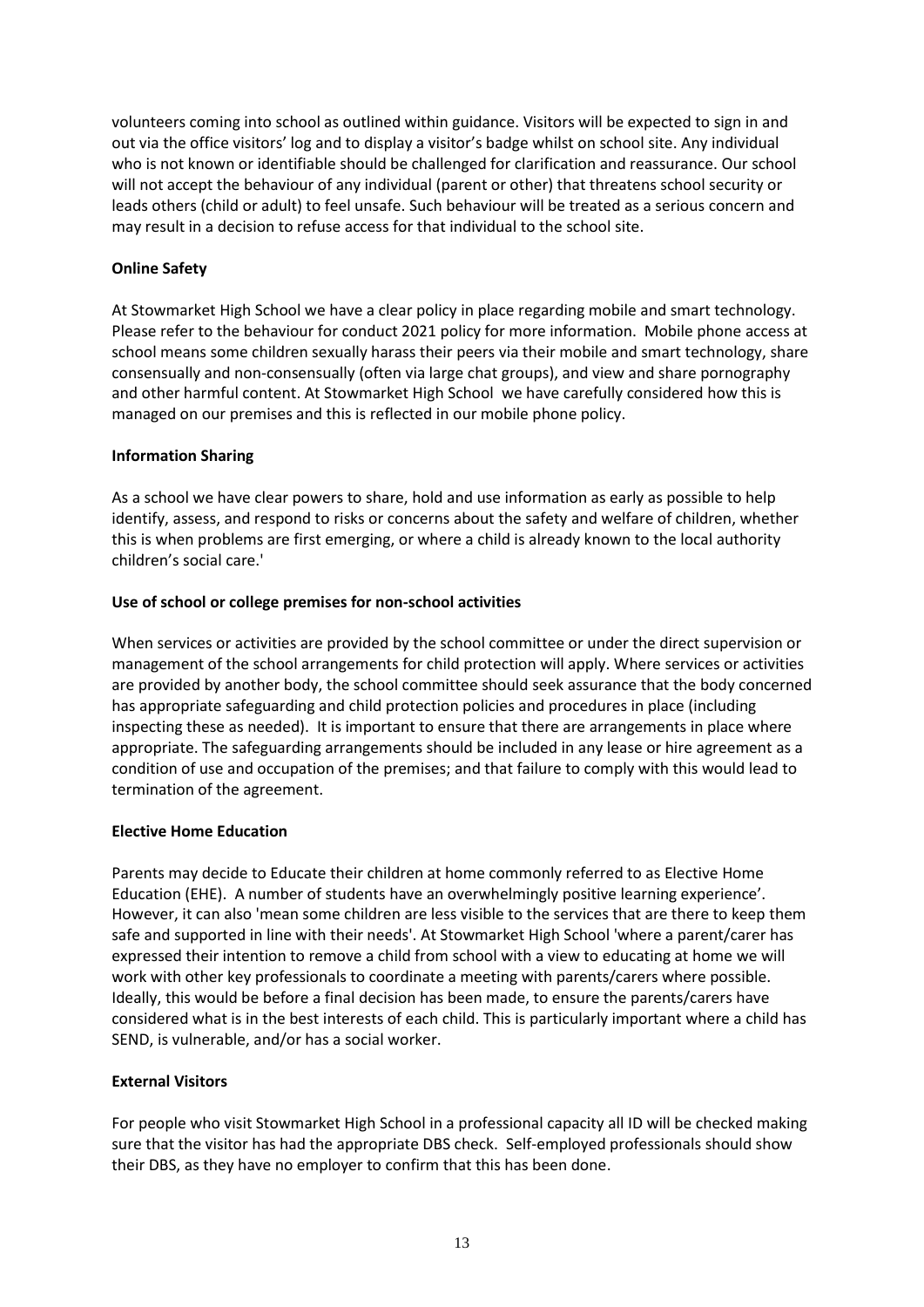volunteers coming into school as outlined within guidance. Visitors will be expected to sign in and out via the office visitors' log and to display a visitor's badge whilst on school site. Any individual who is not known or identifiable should be challenged for clarification and reassurance. Our school will not accept the behaviour of any individual (parent or other) that threatens school security or leads others (child or adult) to feel unsafe. Such behaviour will be treated as a serious concern and may result in a decision to refuse access for that individual to the school site.

**Online Safety**

At Stowmarket High School we have a clear policy in place regarding mobile and smart technology. Please refer to the behaviour for conduct 2021 policy for more information. Mobile phone access at school means some children sexually harass their peers via their mobile and smart technology, share consensually and non-consensually (often via large chat groups), and view and share pornography and other harmful content. At Stowmarket High School we have carefully considered how this is managed on our premises and this is reflected in our mobile phone policy.

**Information Sharing**

As a school we have clear powers to share, hold and use information as early as possible to help identify, assess, and respond to risks or concerns about the safety and welfare of children, whether this is when problems are first emerging, or where a child is already known to the local authority children's social care.'

**Use of school or college premises for non-school activities**

When services or activities are provided by the school committee or under the direct supervision or management of the school arrangements for child protection will apply. Where services or activities are provided by another body, the school committee should seek assurance that the body concerned has appropriate safeguarding and child protection policies and procedures in place (including inspecting these as needed). It is important to ensure that there are arrangements in place where appropriate. The safeguarding arrangements should be included in any lease or hire agreement as a condition of use and occupation of the premises; and that failure to comply with this would lead to termination of the agreement.

**Elective Home Education**

Parents may decide to Educate their children at home commonly referred to as Elective Home Education (EHE). A number of students have an overwhelmingly positive learning experience'. However, it can also 'mean some children are less visible to the services that are there to keep them safe and supported in line with their needs'. At Stowmarket High School 'where a parent/carer has expressed their intention to remove a child from school with a view to educating at home we will work with other key professionals to coordinate a meeting with parents/carers where possible. Ideally, this would be before a final decision has been made, to ensure the parents/carers have considered what is in the best interests of each child. This is particularly important where a child has SEND, is vulnerable, and/or has a social worker.

**External Visitors**

For people who visit Stowmarket High School in a professional capacity all ID will be checked making sure that the visitor has had the appropriate DBS check. Self-employed professionals should show their DBS, as they have no employer to confirm that this has been done.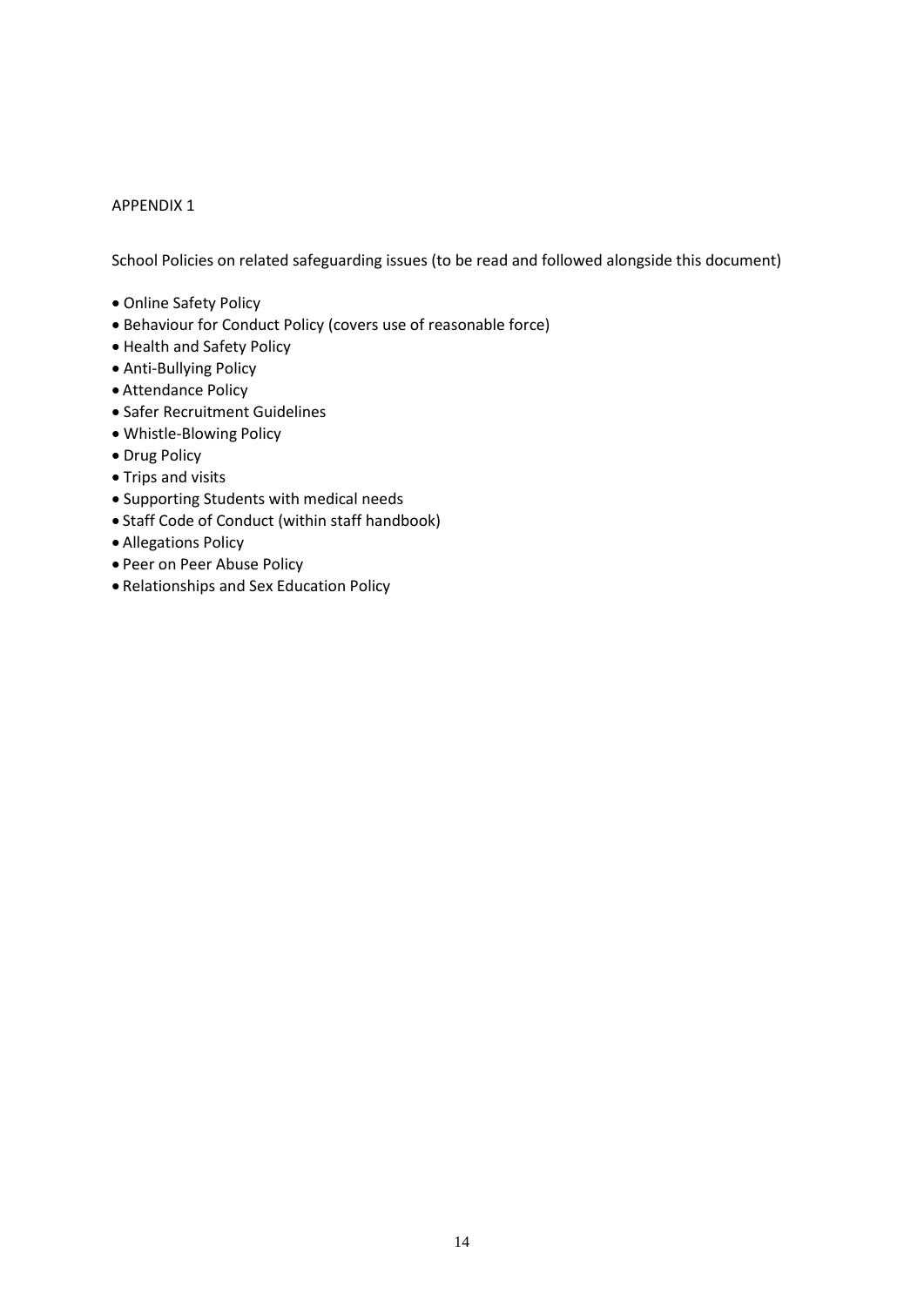## APPENDIX 1

School Policies on related safeguarding issues (to be read and followed alongside this document)

- Online Safety Policy
- Behaviour for Conduct Policy (covers use of reasonable force)
- Health and Safety Policy
- Anti-Bullying Policy
- Attendance Policy
- Safer Recruitment Guidelines
- Whistle-Blowing Policy
- Drug Policy
- Trips and visits
- Supporting Students with medical needs
- Staff Code of Conduct (within staff handbook)
- Allegations Policy
- Peer on Peer Abuse Policy
- Relationships and Sex Education Policy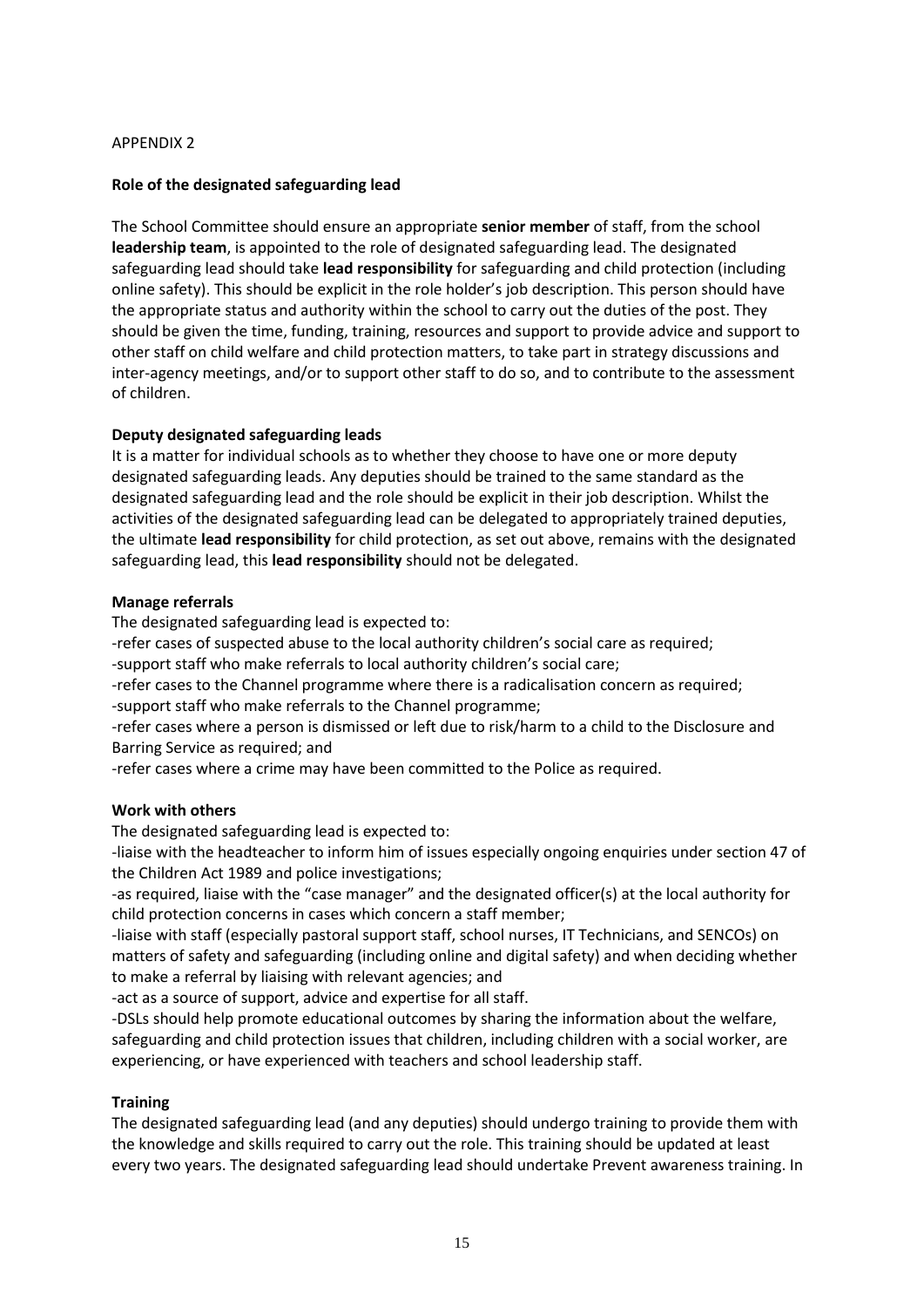APPENDIX 2

**Role of the designated safeguarding lead**

The School Committee should ensure an appropriate **senior member** of staff, from the school **leadership team**, is appointed to the role of designated safeguarding lead. The designated safeguarding lead should take **lead responsibility** for safeguarding and child protection (including online safety). This should be explicit in the role holder's job description. This person should have the appropriate status and authority within the school to carry out the duties of the post. They should be given the time, funding, training, resources and support to provide advice and support to other staff on child welfare and child protection matters, to take part in strategy discussions and inter-agency meetings, and/or to support other staff to do so, and to contribute to the assessment of children.

**Deputy designated safeguarding leads**

It is a matter for individual schools as to whether they choose to have one or more deputy designated safeguarding leads. Any deputies should be trained to the same standard as the designated safeguarding lead and the role should be explicit in their job description. Whilst the activities of the designated safeguarding lead can be delegated to appropriately trained deputies, the ultimate **lead responsibility** for child protection, as set out above, remains with the designated safeguarding lead, this **lead responsibility** should not be delegated.

**Manage referrals**

The designated safeguarding lead is expected to:

-refer cases of suspected abuse to the local authority children's social care as required;
-support staff who make referrals to local authority children's social care;
-refer cases to the Channel programme where there is a radicalisation concern as required;
-support staff who make referrals to the Channel programme;
-refer cases where a person is dismissed or left due to risk/harm to a child to the Disclosure and Barring Service as required; and
-refer cases where a crime may have been committed to the Police as required.

**Work with others**

The designated safeguarding lead is expected to:

-liaise with the headteacher to inform him of issues especially ongoing enquiries under section 47 of the Children Act 1989 and police investigations;
-as required, liaise with the "case manager" and the designated officer(s) at the local authority for child protection concerns in cases which concern a staff member;
-liaise with staff (especially pastoral support staff, school nurses, IT Technicians, and SENCOs) on matters of safety and safeguarding (including online and digital safety) and when deciding whether to make a referral by liaising with relevant agencies; and
-act as a source of support, advice and expertise for all staff.
-DSLs should help promote educational outcomes by sharing the information about the welfare, safeguarding and child protection issues that children, including children with a social worker, are experiencing, or have experienced with teachers and school leadership staff.

**Training**

The designated safeguarding lead (and any deputies) should undergo training to provide them with the knowledge and skills required to carry out the role. This training should be updated at least every two years. The designated safeguarding lead should undertake Prevent awareness training. In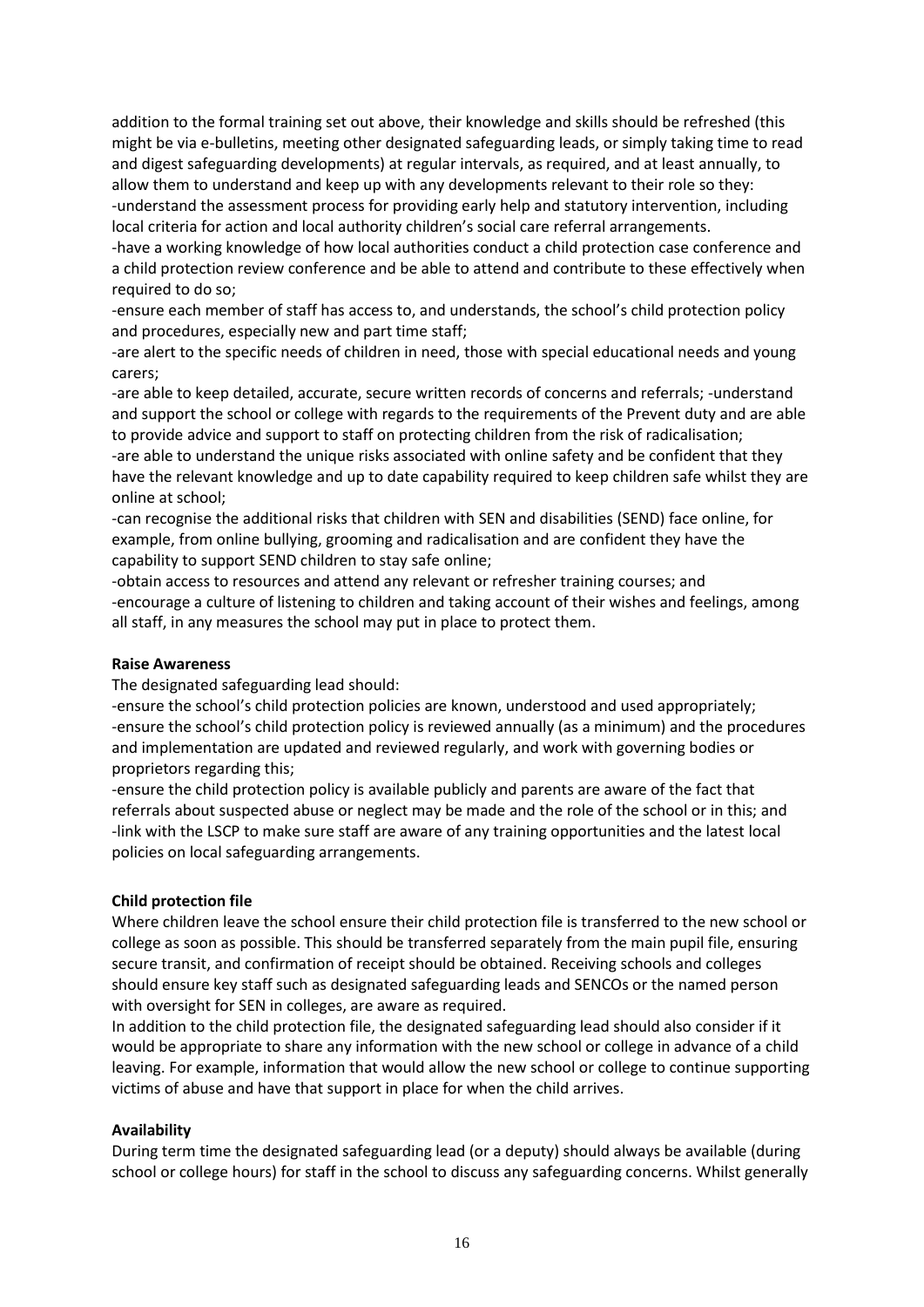addition to the formal training set out above, their knowledge and skills should be refreshed (this might be via e-bulletins, meeting other designated safeguarding leads, or simply taking time to read and digest safeguarding developments) at regular intervals, as required, and at least annually, to allow them to understand and keep up with any developments relevant to their role so they:
-understand the assessment process for providing early help and statutory intervention, including local criteria for action and local authority children's social care referral arrangements.
-have a working knowledge of how local authorities conduct a child protection case conference and a child protection review conference and be able to attend and contribute to these effectively when required to do so;
-ensure each member of staff has access to, and understands, the school's child protection policy and procedures, especially new and part time staff;
-are alert to the specific needs of children in need, those with special educational needs and young carers;
-are able to keep detailed, accurate, secure written records of concerns and referrals; -understand and support the school or college with regards to the requirements of the Prevent duty and are able to provide advice and support to staff on protecting children from the risk of radicalisation;
-are able to understand the unique risks associated with online safety and be confident that they have the relevant knowledge and up to date capability required to keep children safe whilst they are online at school;
-can recognise the additional risks that children with SEN and disabilities (SEND) face online, for example, from online bullying, grooming and radicalisation and are confident they have the capability to support SEND children to stay safe online;
-obtain access to resources and attend any relevant or refresher training courses; and
-encourage a culture of listening to children and taking account of their wishes and feelings, among all staff, in any measures the school may put in place to protect them.

**Raise Awareness**

The designated safeguarding lead should:
-ensure the school's child protection policies are known, understood and used appropriately;
-ensure the school's child protection policy is reviewed annually (as a minimum) and the procedures and implementation are updated and reviewed regularly, and work with governing bodies or proprietors regarding this;
-ensure the child protection policy is available publicly and parents are aware of the fact that referrals about suspected abuse or neglect may be made and the role of the school or in this; and
-link with the LSCP to make sure staff are aware of any training opportunities and the latest local policies on local safeguarding arrangements.

**Child protection file**

Where children leave the school ensure their child protection file is transferred to the new school or college as soon as possible. This should be transferred separately from the main pupil file, ensuring secure transit, and confirmation of receipt should be obtained. Receiving schools and colleges should ensure key staff such as designated safeguarding leads and SENCOs or the named person with oversight for SEN in colleges, are aware as required.
In addition to the child protection file, the designated safeguarding lead should also consider if it would be appropriate to share any information with the new school or college in advance of a child leaving. For example, information that would allow the new school or college to continue supporting victims of abuse and have that support in place for when the child arrives.

**Availability**

During term time the designated safeguarding lead (or a deputy) should always be available (during school or college hours) for staff in the school to discuss any safeguarding concerns. Whilst generally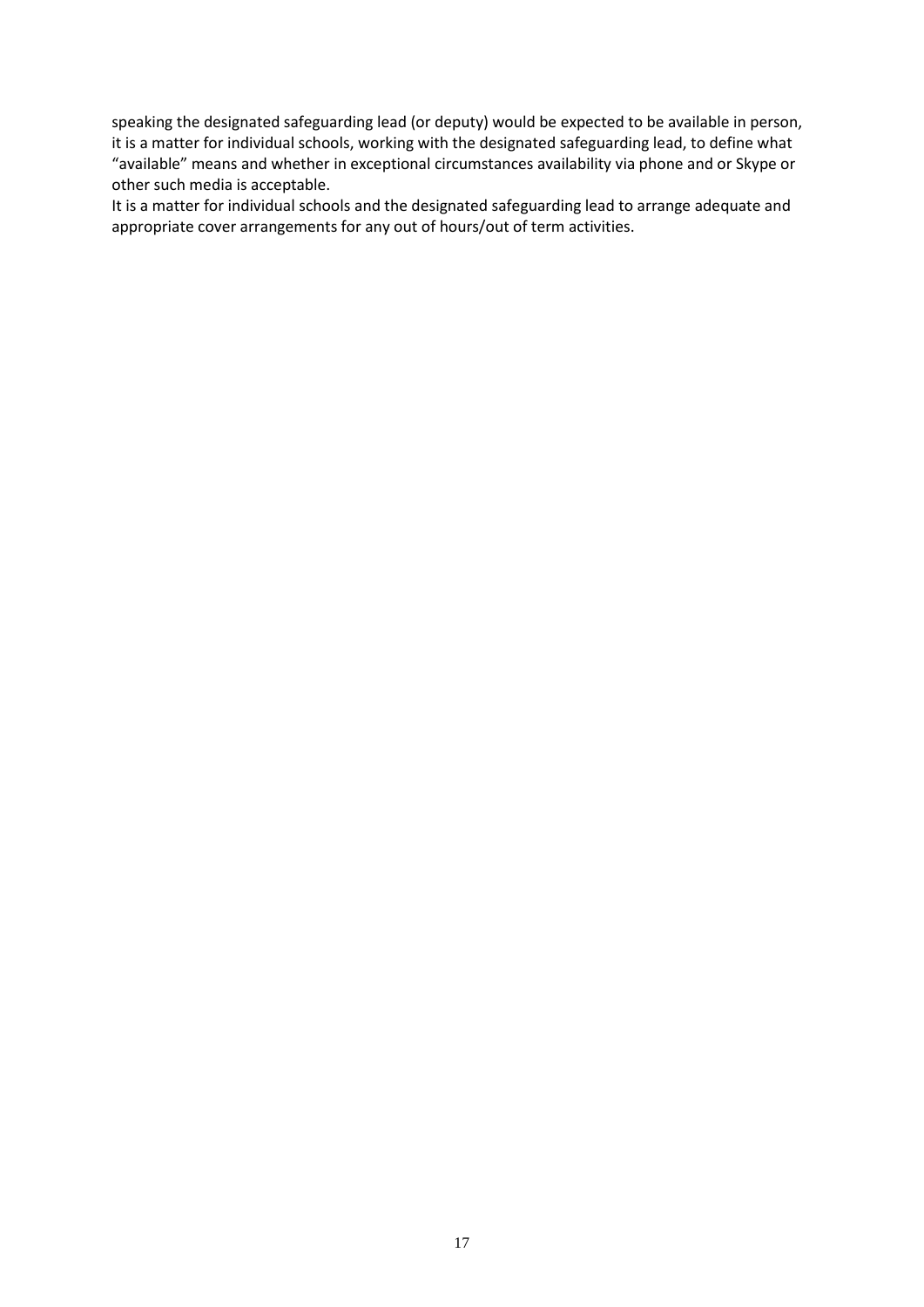speaking the designated safeguarding lead (or deputy) would be expected to be available in person, it is a matter for individual schools, working with the designated safeguarding lead, to define what "available" means and whether in exceptional circumstances availability via phone and or Skype or other such media is acceptable.

It is a matter for individual schools and the designated safeguarding lead to arrange adequate and appropriate cover arrangements for any out of hours/out of term activities.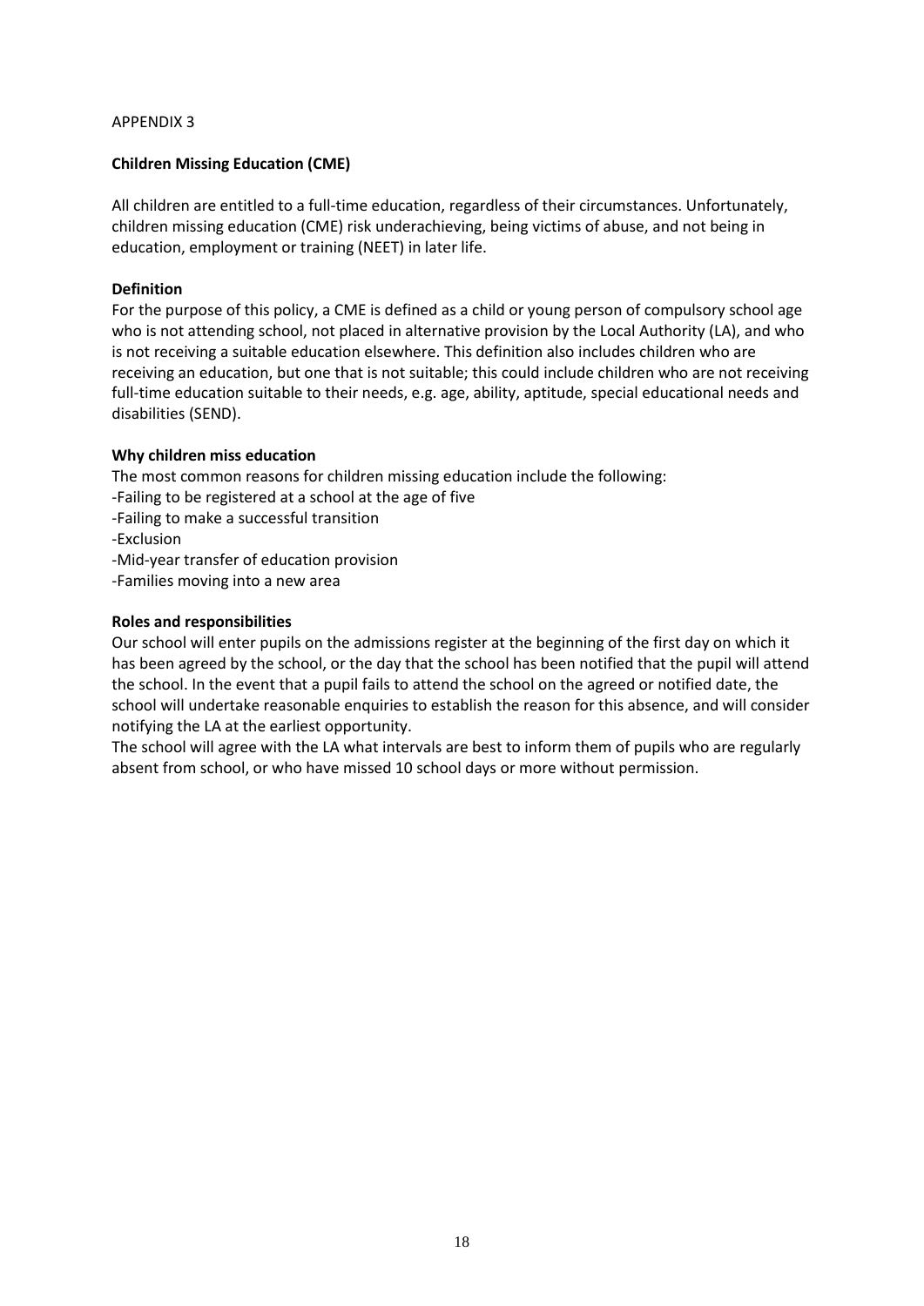APPENDIX 3

**Children Missing Education (CME)**

All children are entitled to a full-time education, regardless of their circumstances. Unfortunately, children missing education (CME) risk underachieving, being victims of abuse, and not being in education, employment or training (NEET) in later life.

**Definition**

For the purpose of this policy, a CME is defined as a child or young person of compulsory school age who is not attending school, not placed in alternative provision by the Local Authority (LA), and who is not receiving a suitable education elsewhere. This definition also includes children who are receiving an education, but one that is not suitable; this could include children who are not receiving full-time education suitable to their needs, e.g. age, ability, aptitude, special educational needs and disabilities (SEND).

**Why children miss education**

The most common reasons for children missing education include the following:

-Failing to be registered at a school at the age of five
-Failing to make a successful transition
-Exclusion
-Mid-year transfer of education provision
-Families moving into a new area

**Roles and responsibilities**

Our school will enter pupils on the admissions register at the beginning of the first day on which it has been agreed by the school, or the day that the school has been notified that the pupil will attend the school. In the event that a pupil fails to attend the school on the agreed or notified date, the school will undertake reasonable enquiries to establish the reason for this absence, and will consider notifying the LA at the earliest opportunity.

The school will agree with the LA what intervals are best to inform them of pupils who are regularly absent from school, or who have missed 10 school days or more without permission.